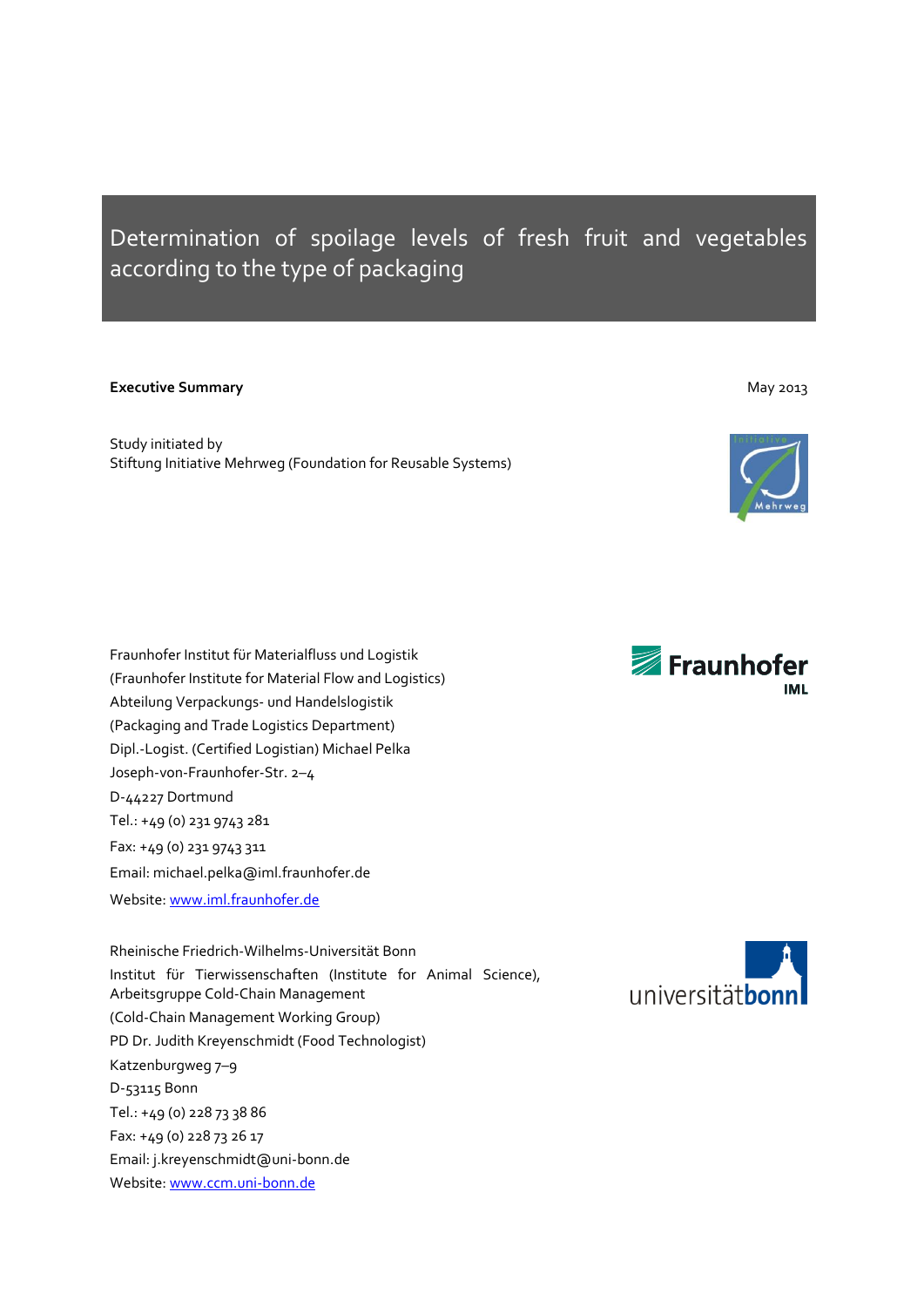# Determination of spoilage levels of fresh fruit and vegetables according to the type of packaging

**Executive Summary**

May 2013

Study initiated by
Stiftung Initiative Mehrweg (Foundation for Reusable Systems)

Fraunhofer Institut für Materialfluss und Logistik
(Fraunhofer Institute for Material Flow and Logistics)
Abteilung Verpackungs- und Handelslogistik
(Packaging and Trade Logistics Department)
Dipl.-Logist. (Certified Logistian) Michael Pelka
Joseph-von-Fraunhofer-Str. 2–4
D-44227 Dortmund
Tel.: +49 (0) 231 9743 281
Fax: +49 (0) 231 9743 311
Email: michael.pelka@iml.fraunhofer.de
Website: www.iml.fraunhofer.de

Rheinische Friedrich-Wilhelms-Universität Bonn
Institut für Tierwissenschaften (Institute for Animal Science), Arbeitsgruppe Cold-Chain Management
(Cold-Chain Management Working Group)
PD Dr. Judith Kreyenschmidt (Food Technologist)
Katzenburgweg 7–9
D-53115 Bonn
Tel.: +49 (0) 228 73 38 86
Fax: +49 (0) 228 73 26 17
Email: j.kreyenschmidt@uni-bonn.de
Website: www.ccm.uni-bonn.de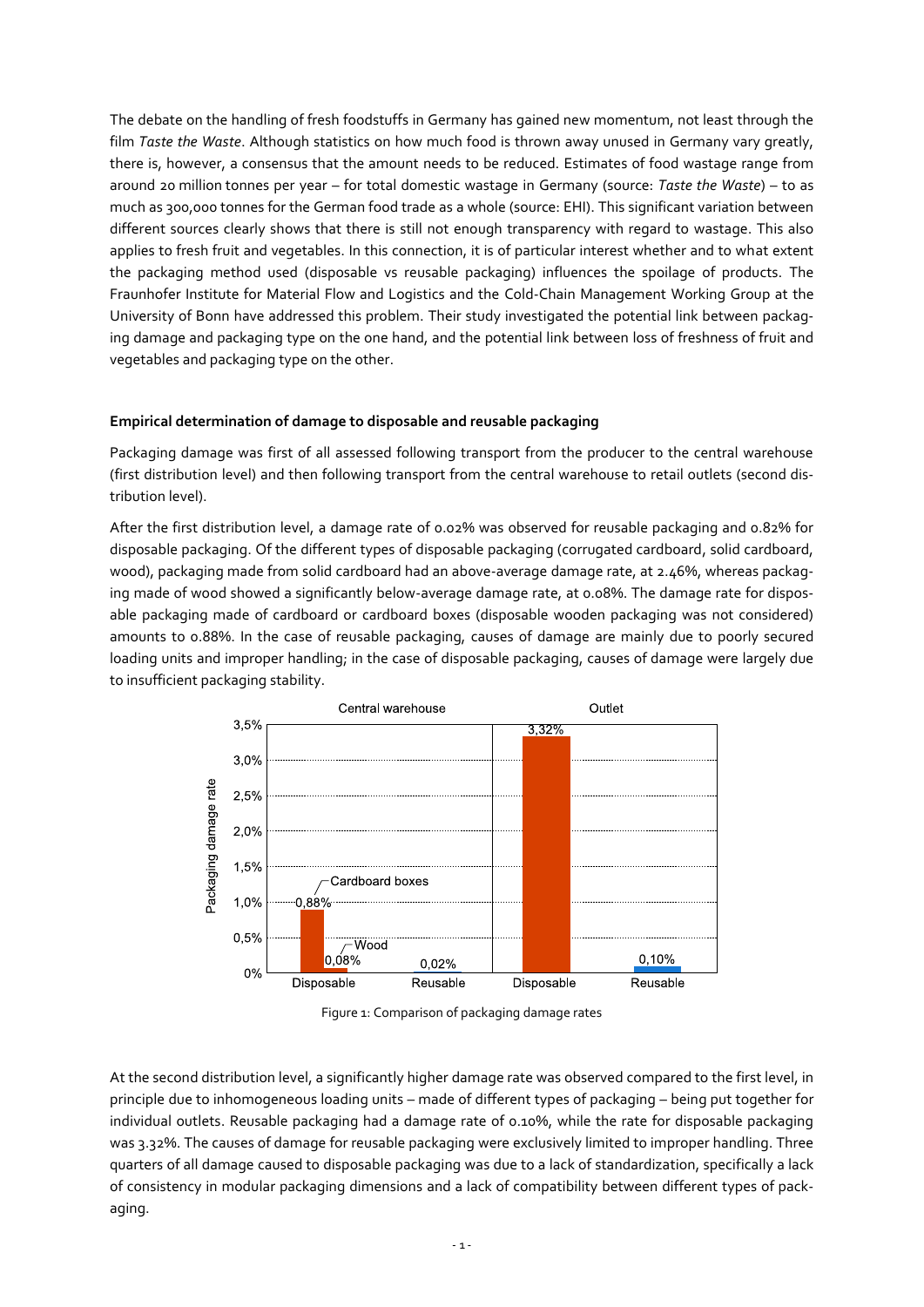The debate on the handling of fresh foodstuffs in Germany has gained new momentum, not least through the film *Taste the Waste*. Although statistics on how much food is thrown away unused in Germany vary greatly, there is, however, a consensus that the amount needs to be reduced. Estimates of food wastage range from around 20 million tonnes per year – for total domestic wastage in Germany (source: *Taste the Waste*) – to as much as 300,000 tonnes for the German food trade as a whole (source: EHI). This significant variation between different sources clearly shows that there is still not enough transparency with regard to wastage. This also applies to fresh fruit and vegetables. In this connection, it is of particular interest whether and to what extent the packaging method used (disposable vs reusable packaging) influences the spoilage of products. The Fraunhofer Institute for Material Flow and Logistics and the Cold-Chain Management Working Group at the University of Bonn have addressed this problem. Their study investigated the potential link between packaging damage and packaging type on the one hand, and the potential link between loss of freshness of fruit and vegetables and packaging type on the other.

### Empirical determination of damage to disposable and reusable packaging

Packaging damage was first of all assessed following transport from the producer to the central warehouse (first distribution level) and then following transport from the central warehouse to retail outlets (second distribution level).

After the first distribution level, a damage rate of 0.02% was observed for reusable packaging and 0.82% for disposable packaging. Of the different types of disposable packaging (corrugated cardboard, solid cardboard, wood), packaging made from solid cardboard had an above-average damage rate, at 2.46%, whereas packaging made of wood showed a significantly below-average damage rate, at 0.08%. The damage rate for disposable packaging made of cardboard or cardboard boxes (disposable wooden packaging was not considered) amounts to 0.88%. In the case of reusable packaging, causes of damage are mainly due to poorly secured loading units and improper handling; in the case of disposable packaging, causes of damage were largely due to insufficient packaging stability.

Figure 1: Comparison of packaging damage rates

At the second distribution level, a significantly higher damage rate was observed compared to the first level, in principle due to inhomogeneous loading units – made of different types of packaging – being put together for individual outlets. Reusable packaging had a damage rate of 0.10%, while the rate for disposable packaging was 3.32%. The causes of damage for reusable packaging were exclusively limited to improper handling. Three quarters of all damage caused to disposable packaging was due to a lack of standardization, specifically a lack of consistency in modular packaging dimensions and a lack of compatibility between different types of packaging.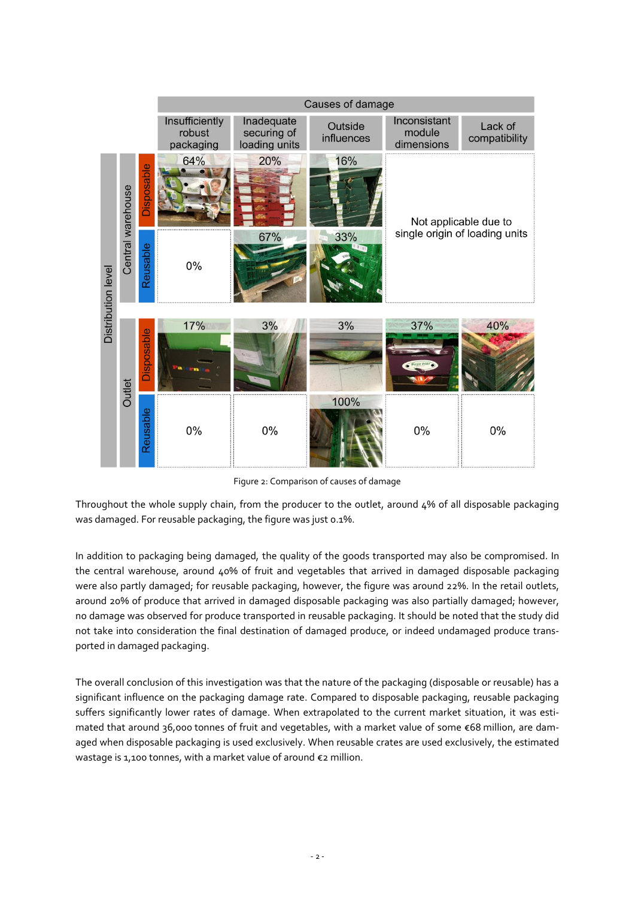| Distribution level | | Insufficiently robust packaging | Inadequate securing of loading units | Outside influences | Inconsistant module dimensions | Lack of compatibility |
|---|---|---|---|---|---|---|
| Central warehouse | Disposable | 64% | 20% | 16% | Not applicable due to single origin of loading units | |
| Central warehouse | Reusable | 0% | 67% | 33% | | |
| Outlet | Disposable | 17% | 3% | 3% | 37% | 40% |
| Outlet | Reusable | 0% | 0% | 100% | 0% | 0% |

Figure 2: Comparison of causes of damage

Throughout the whole supply chain, from the producer to the outlet, around 4% of all disposable packaging was damaged. For reusable packaging, the figure was just 0.1%.

In addition to packaging being damaged, the quality of the goods transported may also be compromised. In the central warehouse, around 40% of fruit and vegetables that arrived in damaged disposable packaging were also partly damaged; for reusable packaging, however, the figure was around 22%. In the retail outlets, around 20% of produce that arrived in damaged disposable packaging was also partially damaged; however, no damage was observed for produce transported in reusable packaging. It should be noted that the study did not take into consideration the final destination of damaged produce, or indeed undamaged produce transported in damaged packaging.

The overall conclusion of this investigation was that the nature of the packaging (disposable or reusable) has a significant influence on the packaging damage rate. Compared to disposable packaging, reusable packaging suffers significantly lower rates of damage. When extrapolated to the current market situation, it was estimated that around 36,000 tonnes of fruit and vegetables, with a market value of some €68 million, are damaged when disposable packaging is used exclusively. When reusable crates are used exclusively, the estimated wastage is 1,100 tonnes, with a market value of around €2 million.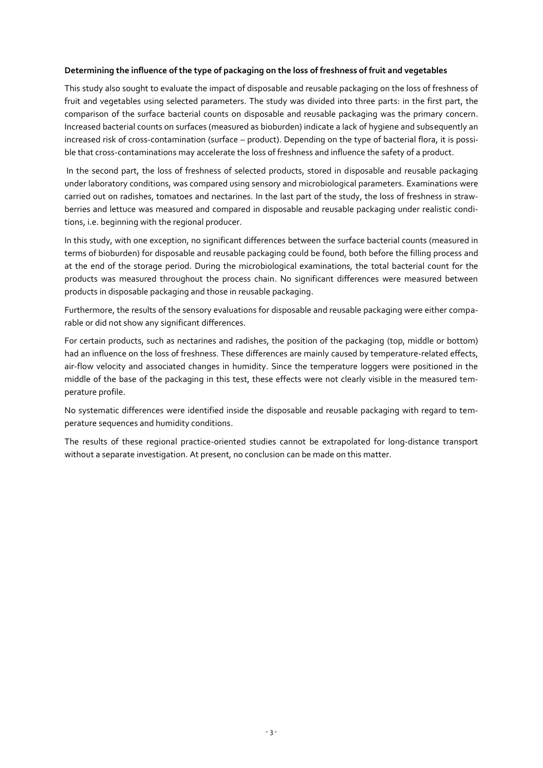**Determining the influence of the type of packaging on the loss of freshness of fruit and vegetables**

This study also sought to evaluate the impact of disposable and reusable packaging on the loss of freshness of fruit and vegetables using selected parameters. The study was divided into three parts: in the first part, the comparison of the surface bacterial counts on disposable and reusable packaging was the primary concern. Increased bacterial counts on surfaces (measured as bioburden) indicate a lack of hygiene and subsequently an increased risk of cross-contamination (surface – product). Depending on the type of bacterial flora, it is possible that cross-contaminations may accelerate the loss of freshness and influence the safety of a product.

In the second part, the loss of freshness of selected products, stored in disposable and reusable packaging under laboratory conditions, was compared using sensory and microbiological parameters. Examinations were carried out on radishes, tomatoes and nectarines. In the last part of the study, the loss of freshness in strawberries and lettuce was measured and compared in disposable and reusable packaging under realistic conditions, i.e. beginning with the regional producer.

In this study, with one exception, no significant differences between the surface bacterial counts (measured in terms of bioburden) for disposable and reusable packaging could be found, both before the filling process and at the end of the storage period. During the microbiological examinations, the total bacterial count for the products was measured throughout the process chain. No significant differences were measured between products in disposable packaging and those in reusable packaging.

Furthermore, the results of the sensory evaluations for disposable and reusable packaging were either comparable or did not show any significant differences.

For certain products, such as nectarines and radishes, the position of the packaging (top, middle or bottom) had an influence on the loss of freshness. These differences are mainly caused by temperature-related effects, air-flow velocity and associated changes in humidity. Since the temperature loggers were positioned in the middle of the base of the packaging in this test, these effects were not clearly visible in the measured temperature profile.

No systematic differences were identified inside the disposable and reusable packaging with regard to temperature sequences and humidity conditions.

The results of these regional practice-oriented studies cannot be extrapolated for long-distance transport without a separate investigation. At present, no conclusion can be made on this matter.